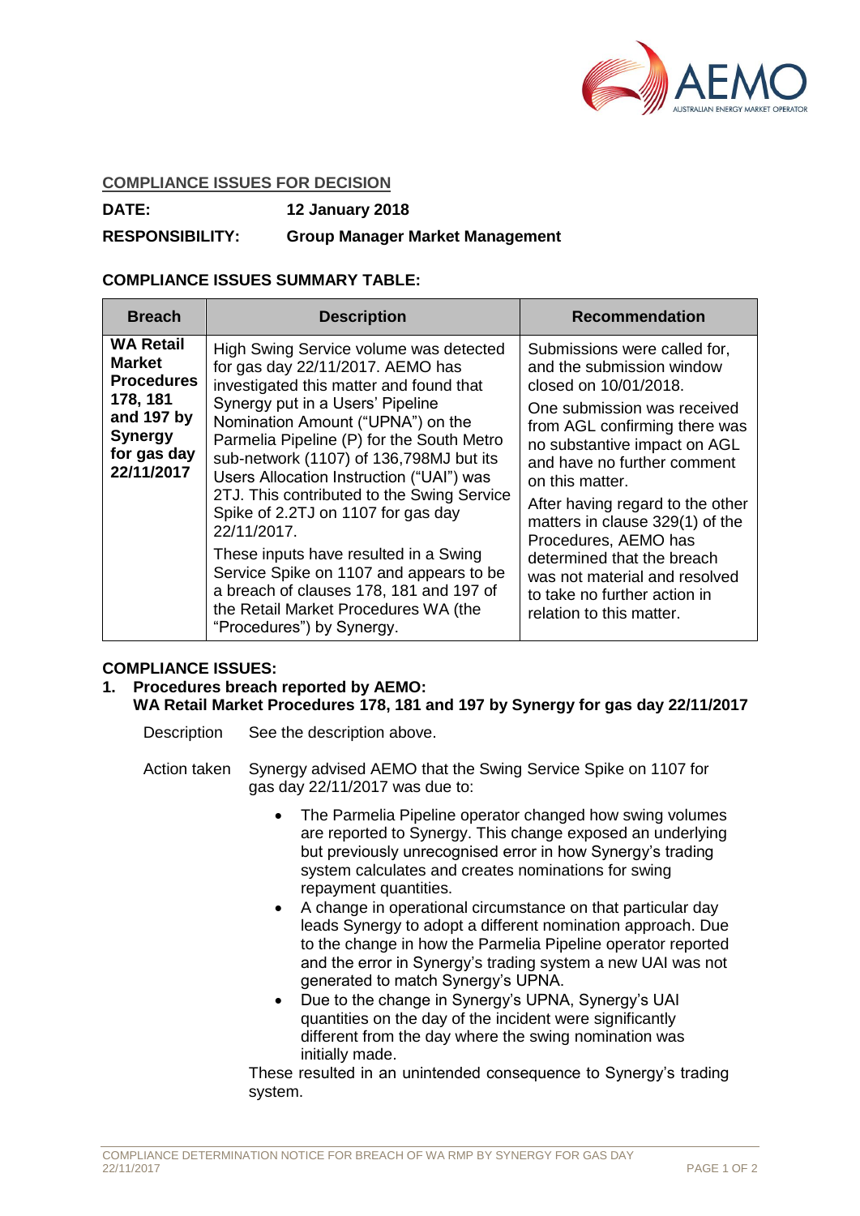**COMPLIANCE ISSUES FOR DECISION**

**DATE:** **12 January 2018**

**RESPONSIBILITY:** **Group Manager Market Management**

**COMPLIANCE ISSUES SUMMARY TABLE:**

| Breach | Description | Recommendation |
|---|---|---|
| **WA Retail Market Procedures 178, 181 and 197 by Synergy for gas day 22/11/2017** | High Swing Service volume was detected for gas day 22/11/2017. AEMO has investigated this matter and found that Synergy put in a Users' Pipeline Nomination Amount ("UPNA") on the Parmelia Pipeline (P) for the South Metro sub-network (1107) of 136,798MJ but its Users Allocation Instruction ("UAI") was 2TJ. This contributed to the Swing Service Spike of 2.2TJ on 1107 for gas day 22/11/2017.<br><br>These inputs have resulted in a Swing Service Spike on 1107 and appears to be a breach of clauses 178, 181 and 197 of the Retail Market Procedures WA (the "Procedures") by Synergy. | Submissions were called for, and the submission window closed on 10/01/2018.<br><br>One submission was received from AGL confirming there was no substantive impact on AGL and have no further comment on this matter.<br><br>After having regard to the other matters in clause 329(1) of the Procedures, AEMO has determined that the breach was not material and resolved to take no further action in relation to this matter. |

**COMPLIANCE ISSUES:**

1. **Procedures breach reported by AEMO:**
   **WA Retail Market Procedures 178, 181 and 197 by Synergy for gas day 22/11/2017**

Description: See the description above.

Action taken: Synergy advised AEMO that the Swing Service Spike on 1107 for gas day 22/11/2017 was due to:

- The Parmelia Pipeline operator changed how swing volumes are reported to Synergy. This change exposed an underlying but previously unrecognised error in how Synergy's trading system calculates and creates nominations for swing repayment quantities.
- A change in operational circumstance on that particular day leads Synergy to adopt a different nomination approach. Due to the change in how the Parmelia Pipeline operator reported and the error in Synergy's trading system a new UAI was not generated to match Synergy's UPNA.
- Due to the change in Synergy's UPNA, Synergy's UAI quantities on the day of the incident were significantly different from the day where the swing nomination was initially made.

These resulted in an unintended consequence to Synergy's trading system.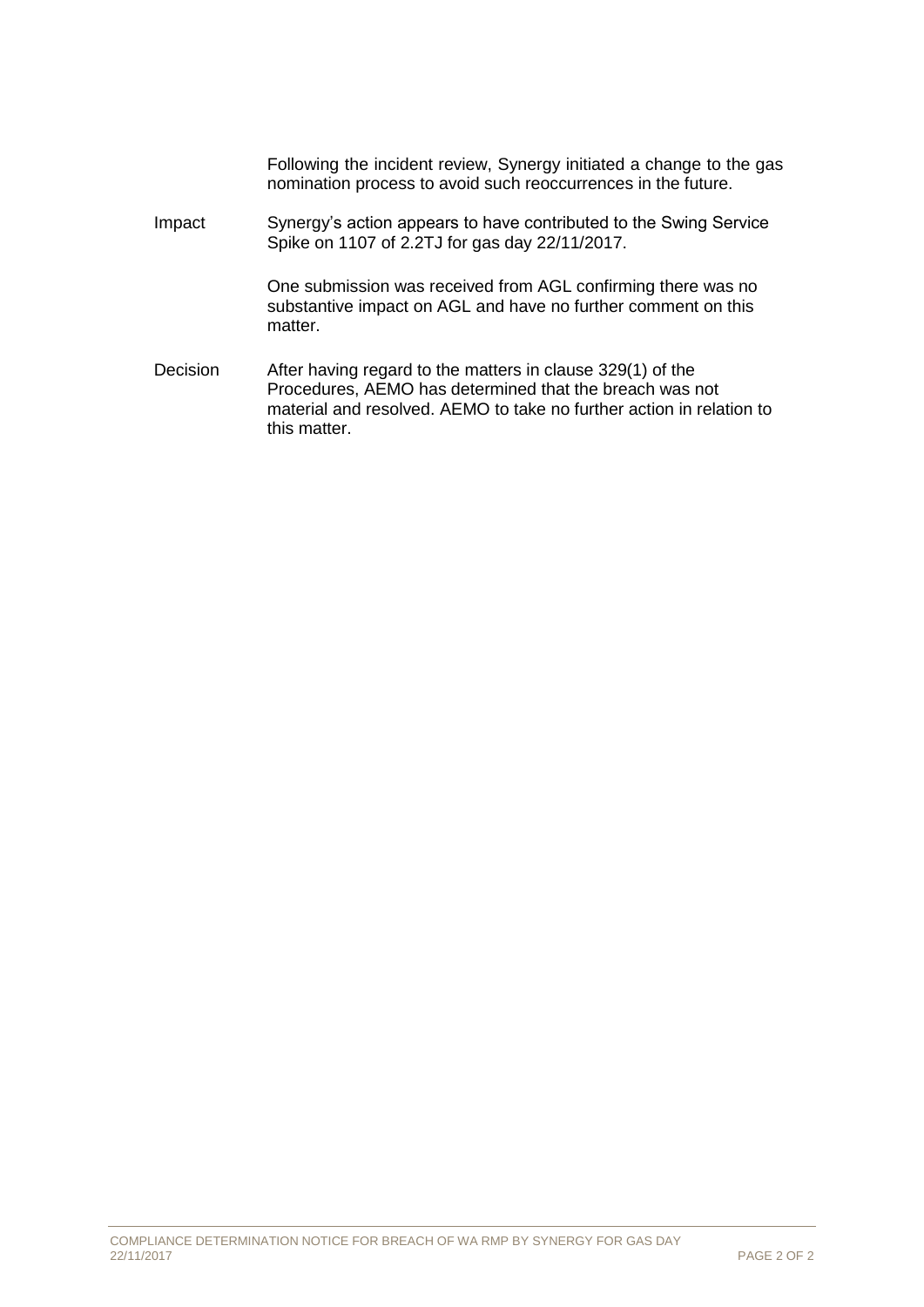Following the incident review, Synergy initiated a change to the gas nomination process to avoid such reoccurrences in the future.

| | |
|---|---|
| Impact | Synergy's action appears to have contributed to the Swing Service Spike on 1107 of 2.2TJ for gas day 22/11/2017.<br><br>One submission was received from AGL confirming there was no substantive impact on AGL and have no further comment on this matter. |
| Decision | After having regard to the matters in clause 329(1) of the Procedures, AEMO has determined that the breach was not material and resolved. AEMO to take no further action in relation to this matter. |